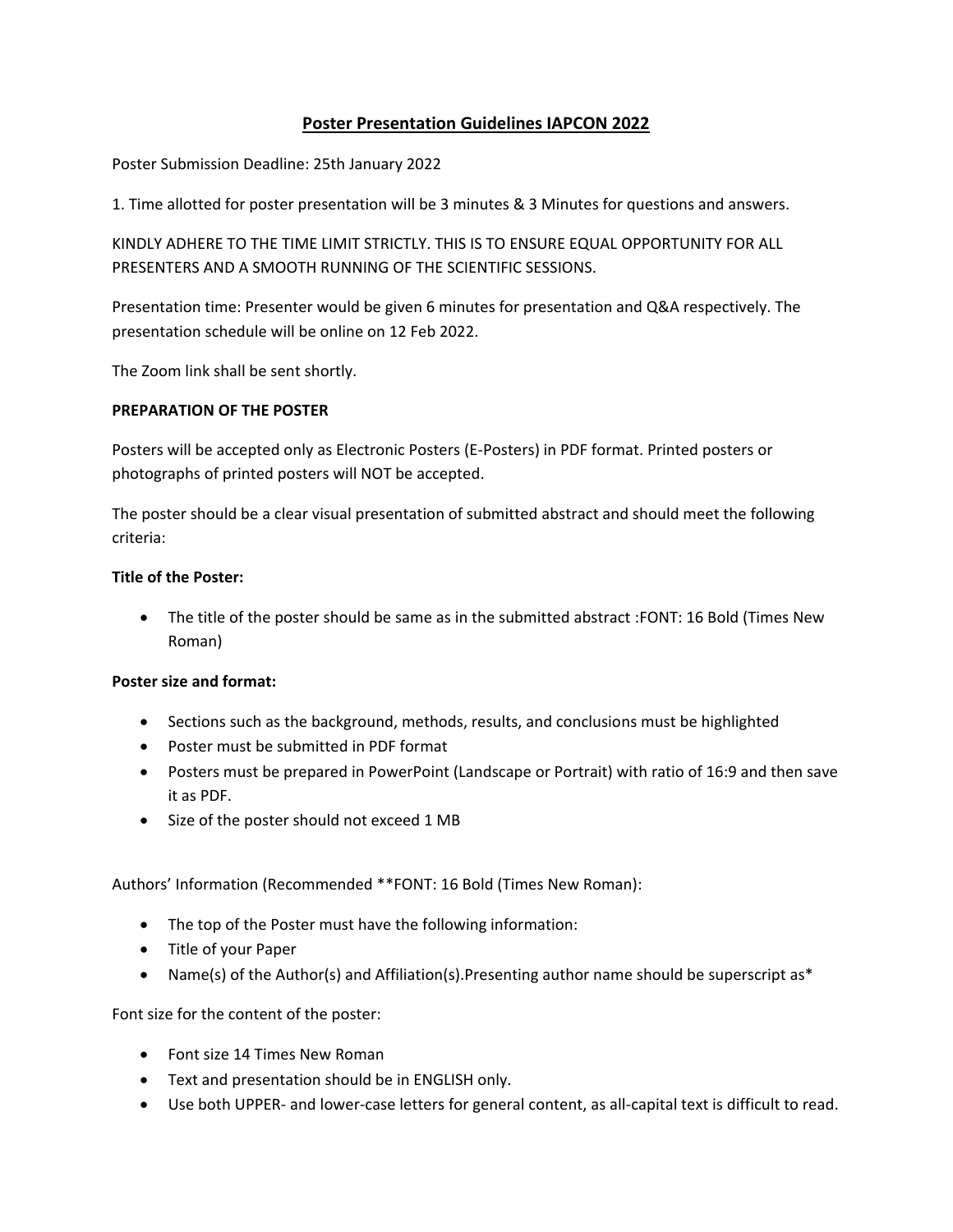# Poster Presentation Guidelines IAPCON 2022

Poster Submission Deadline: 25th January 2022

1. Time allotted for poster presentation will be 3 minutes & 3 Minutes for questions and answers.

KINDLY ADHERE TO THE TIME LIMIT STRICTLY. THIS IS TO ENSURE EQUAL OPPORTUNITY FOR ALL PRESENTERS AND A SMOOTH RUNNING OF THE SCIENTIFIC SESSIONS.

Presentation time: Presenter would be given 6 minutes for presentation and Q&A respectively. The presentation schedule will be online on 12 Feb 2022.

The Zoom link shall be sent shortly.

**PREPARATION OF THE POSTER**

Posters will be accepted only as Electronic Posters (E-Posters) in PDF format. Printed posters or photographs of printed posters will NOT be accepted.

The poster should be a clear visual presentation of submitted abstract and should meet the following criteria:

**Title of the Poster:**

- The title of the poster should be same as in the submitted abstract :FONT: 16 Bold (Times New Roman)

**Poster size and format:**

- Sections such as the background, methods, results, and conclusions must be highlighted
- Poster must be submitted in PDF format
- Posters must be prepared in PowerPoint (Landscape or Portrait) with ratio of 16:9 and then save it as PDF.
- Size of the poster should not exceed 1 MB

Authors' Information (Recommended **FONT: 16 Bold (Times New Roman):

- The top of the Poster must have the following information:
- Title of your Paper
- Name(s) of the Author(s) and Affiliation(s).Presenting author name should be superscript as*

Font size for the content of the poster:

- Font size 14 Times New Roman
- Text and presentation should be in ENGLISH only.
- Use both UPPER- and lower-case letters for general content, as all-capital text is difficult to read.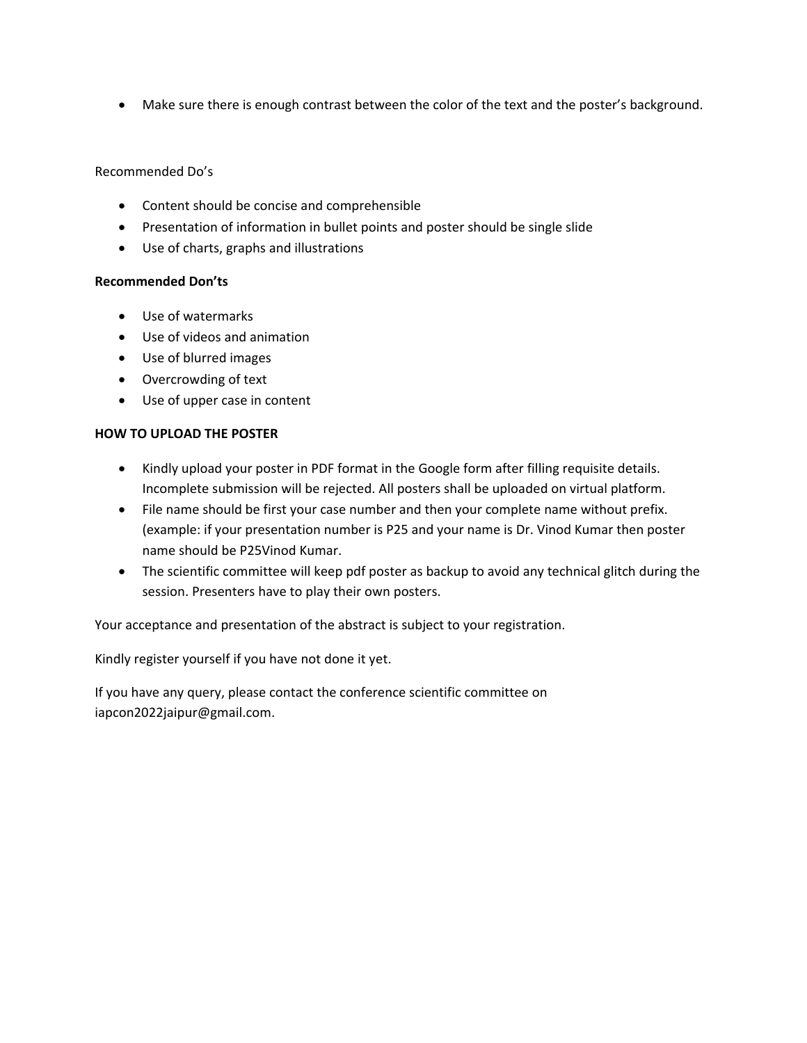- Make sure there is enough contrast between the color of the text and the poster's background.

Recommended Do's

- Content should be concise and comprehensible
- Presentation of information in bullet points and poster should be single slide
- Use of charts, graphs and illustrations

**Recommended Don'ts**

- Use of watermarks
- Use of videos and animation
- Use of blurred images
- Overcrowding of text
- Use of upper case in content

**HOW TO UPLOAD THE POSTER**

- Kindly upload your poster in PDF format in the Google form after filling requisite details. Incomplete submission will be rejected. All posters shall be uploaded on virtual platform.
- File name should be first your case number and then your complete name without prefix. (example: if your presentation number is P25 and your name is Dr. Vinod Kumar then poster name should be P25Vinod Kumar.
- The scientific committee will keep pdf poster as backup to avoid any technical glitch during the session. Presenters have to play their own posters.

Your acceptance and presentation of the abstract is subject to your registration.

Kindly register yourself if you have not done it yet.

If you have any query, please contact the conference scientific committee on iapcon2022jaipur@gmail.com.